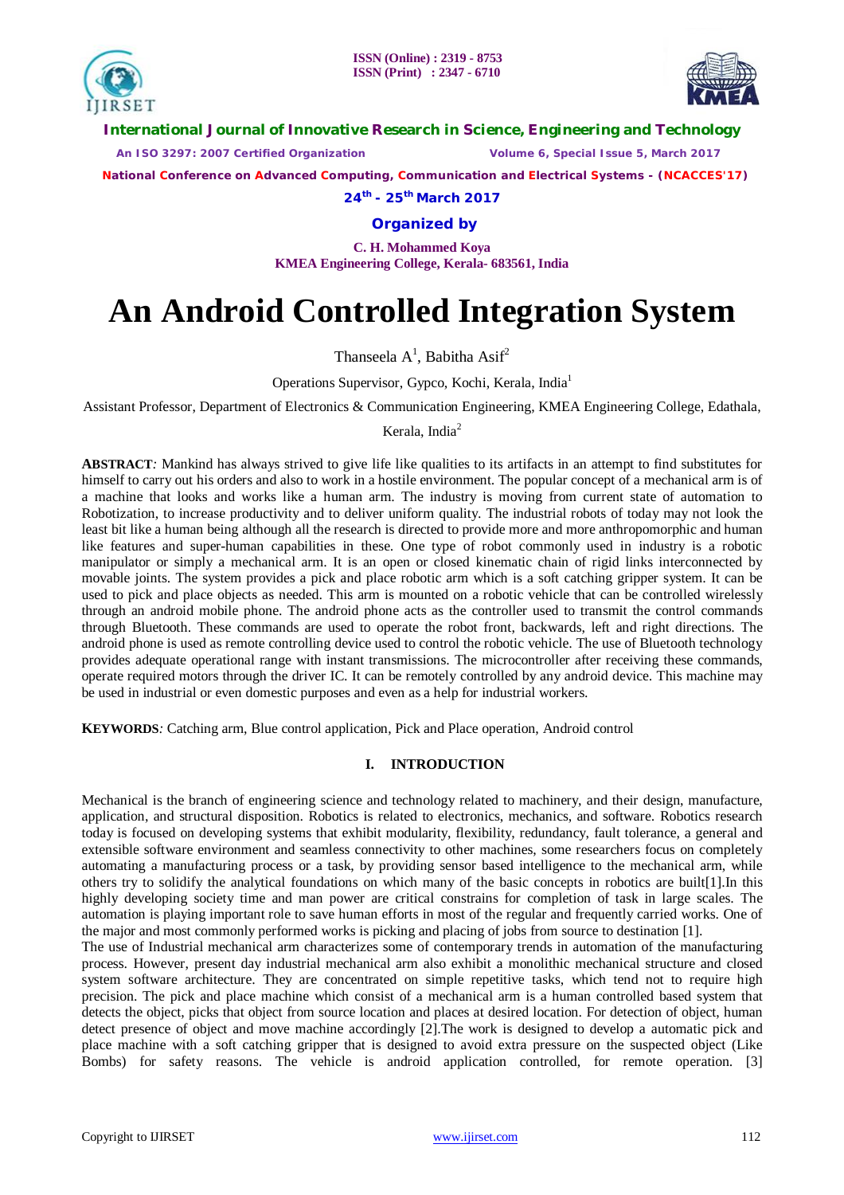# An Android Controlled Integration System

Thanseela A[1], Babitha Asif[2]

Operations Supervisor, Gypco, Kochi, Kerala, India[1]

Assistant Professor, Department of Electronics & Communication Engineering, KMEA Engineering College, Edathala, Kerala, India[2]

**ABSTRACT***:* Mankind has always strived to give life like qualities to its artifacts in an attempt to find substitutes for himself to carry out his orders and also to work in a hostile environment. The popular concept of a mechanical arm is of a machine that looks and works like a human arm. The industry is moving from current state of automation to Robotization, to increase productivity and to deliver uniform quality. The industrial robots of today may not look the least bit like a human being although all the research is directed to provide more and more anthropomorphic and human like features and super-human capabilities in these. One type of robot commonly used in industry is a robotic manipulator or simply a mechanical arm. It is an open or closed kinematic chain of rigid links interconnected by movable joints. The system provides a pick and place robotic arm which is a soft catching gripper system. It can be used to pick and place objects as needed. This arm is mounted on a robotic vehicle that can be controlled wirelessly through an android mobile phone. The android phone acts as the controller used to transmit the control commands through Bluetooth. These commands are used to operate the robot front, backwards, left and right directions. The android phone is used as remote controlling device used to control the robotic vehicle. The use of Bluetooth technology provides adequate operational range with instant transmissions. The microcontroller after receiving these commands, operate required motors through the driver IC. It can be remotely controlled by any android device. This machine may be used in industrial or even domestic purposes and even as a help for industrial workers.

**KEYWORDS***:* Catching arm, Blue control application, Pick and Place operation, Android control

## I. INTRODUCTION

Mechanical is the branch of engineering science and technology related to machinery, and their design, manufacture, application, and structural disposition. Robotics is related to electronics, mechanics, and software. Robotics research today is focused on developing systems that exhibit modularity, flexibility, redundancy, fault tolerance, a general and extensible software environment and seamless connectivity to other machines, some researchers focus on completely automating a manufacturing process or a task, by providing sensor based intelligence to the mechanical arm, while others try to solidify the analytical foundations on which many of the basic concepts in robotics are built[1].In this highly developing society time and man power are critical constrains for completion of task in large scales. The automation is playing important role to save human efforts in most of the regular and frequently carried works. One of the major and most commonly performed works is picking and placing of jobs from source to destination [1].

The use of Industrial mechanical arm characterizes some of contemporary trends in automation of the manufacturing process. However, present day industrial mechanical arm also exhibit a monolithic mechanical structure and closed system software architecture. They are concentrated on simple repetitive tasks, which tend not to require high precision. The pick and place machine which consist of a mechanical arm is a human controlled based system that detects the object, picks that object from source location and places at desired location. For detection of object, human detect presence of object and move machine accordingly [2].The work is designed to develop a automatic pick and place machine with a soft catching gripper that is designed to avoid extra pressure on the suspected object (Like Bombs) for safety reasons. The vehicle is android application controlled, for remote operation. [3]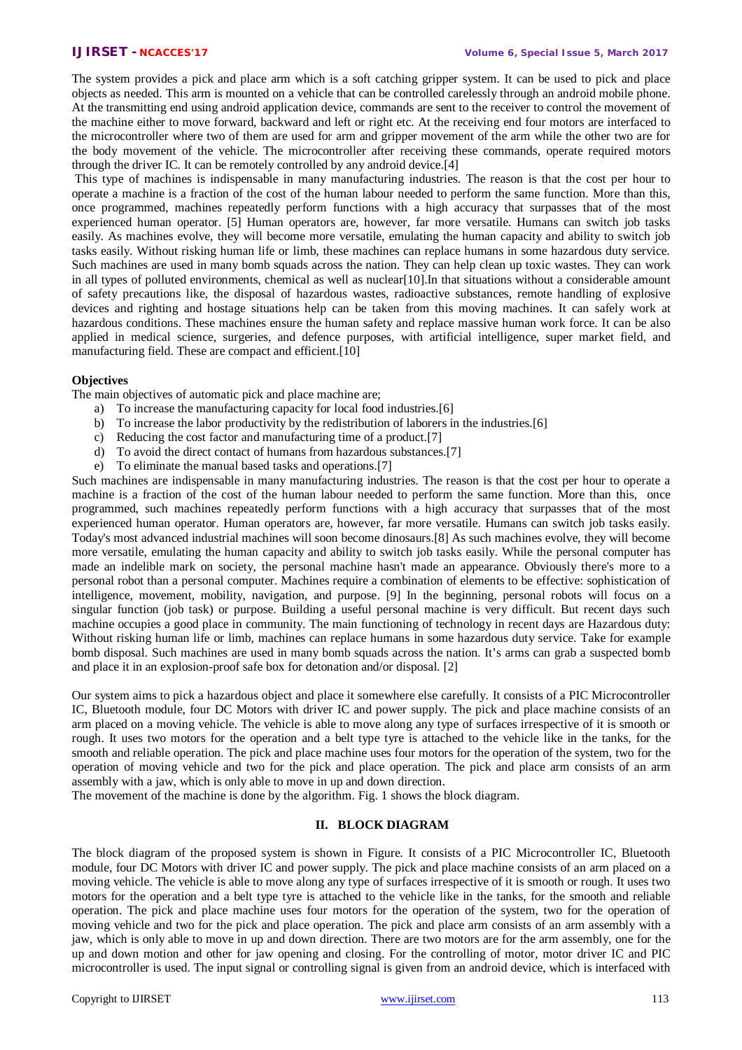The system provides a pick and place arm which is a soft catching gripper system. It can be used to pick and place objects as needed. This arm is mounted on a vehicle that can be controlled carelessly through an android mobile phone. At the transmitting end using android application device, commands are sent to the receiver to control the movement of the machine either to move forward, backward and left or right etc. At the receiving end four motors are interfaced to the microcontroller where two of them are used for arm and gripper movement of the arm while the other two are for the body movement of the vehicle. The microcontroller after receiving these commands, operate required motors through the driver IC. It can be remotely controlled by any android device.[4]

This type of machines is indispensable in many manufacturing industries. The reason is that the cost per hour to operate a machine is a fraction of the cost of the human labour needed to perform the same function. More than this, once programmed, machines repeatedly perform functions with a high accuracy that surpasses that of the most experienced human operator. [5] Human operators are, however, far more versatile. Humans can switch job tasks easily. As machines evolve, they will become more versatile, emulating the human capacity and ability to switch job tasks easily. Without risking human life or limb, these machines can replace humans in some hazardous duty service. Such machines are used in many bomb squads across the nation. They can help clean up toxic wastes. They can work in all types of polluted environments, chemical as well as nuclear[10].In that situations without a considerable amount of safety precautions like, the disposal of hazardous wastes, radioactive substances, remote handling of explosive devices and righting and hostage situations help can be taken from this moving machines. It can safely work at hazardous conditions. These machines ensure the human safety and replace massive human work force. It can be also applied in medical science, surgeries, and defence purposes, with artificial intelligence, super market field, and manufacturing field. These are compact and efficient.[10]

**Objectives**

The main objectives of automatic pick and place machine are;

a) To increase the manufacturing capacity for local food industries.[6]
b) To increase the labor productivity by the redistribution of laborers in the industries.[6]
c) Reducing the cost factor and manufacturing time of a product.[7]
d) To avoid the direct contact of humans from hazardous substances.[7]
e) To eliminate the manual based tasks and operations.[7]

Such machines are indispensable in many manufacturing industries. The reason is that the cost per hour to operate a machine is a fraction of the cost of the human labour needed to perform the same function. More than this, once programmed, such machines repeatedly perform functions with a high accuracy that surpasses that of the most experienced human operator. Human operators are, however, far more versatile. Humans can switch job tasks easily. Today's most advanced industrial machines will soon become dinosaurs.[8] As such machines evolve, they will become more versatile, emulating the human capacity and ability to switch job tasks easily. While the personal computer has made an indelible mark on society, the personal machine hasn't made an appearance. Obviously there's more to a personal robot than a personal computer. Machines require a combination of elements to be effective: sophistication of intelligence, movement, mobility, navigation, and purpose. [9] In the beginning, personal robots will focus on a singular function (job task) or purpose. Building a useful personal machine is very difficult. But recent days such machine occupies a good place in community. The main functioning of technology in recent days are Hazardous duty: Without risking human life or limb, machines can replace humans in some hazardous duty service. Take for example bomb disposal. Such machines are used in many bomb squads across the nation. It's arms can grab a suspected bomb and place it in an explosion-proof safe box for detonation and/or disposal. [2]

Our system aims to pick a hazardous object and place it somewhere else carefully. It consists of a PIC Microcontroller IC, Bluetooth module, four DC Motors with driver IC and power supply. The pick and place machine consists of an arm placed on a moving vehicle. The vehicle is able to move along any type of surfaces irrespective of it is smooth or rough. It uses two motors for the operation and a belt type tyre is attached to the vehicle like in the tanks, for the smooth and reliable operation. The pick and place machine uses four motors for the operation of the system, two for the operation of moving vehicle and two for the pick and place operation. The pick and place arm consists of an arm assembly with a jaw, which is only able to move in up and down direction.

The movement of the machine is done by the algorithm. Fig. 1 shows the block diagram.

## II. BLOCK DIAGRAM

The block diagram of the proposed system is shown in Figure. It consists of a PIC Microcontroller IC, Bluetooth module, four DC Motors with driver IC and power supply. The pick and place machine consists of an arm placed on a moving vehicle. The vehicle is able to move along any type of surfaces irrespective of it is smooth or rough. It uses two motors for the operation and a belt type tyre is attached to the vehicle like in the tanks, for the smooth and reliable operation. The pick and place machine uses four motors for the operation of the system, two for the operation of moving vehicle and two for the pick and place operation. The pick and place arm consists of an arm assembly with a jaw, which is only able to move in up and down direction. There are two motors are for the arm assembly, one for the up and down motion and other for jaw opening and closing. For the controlling of motor, motor driver IC and PIC microcontroller is used. The input signal or controlling signal is given from an android device, which is interfaced with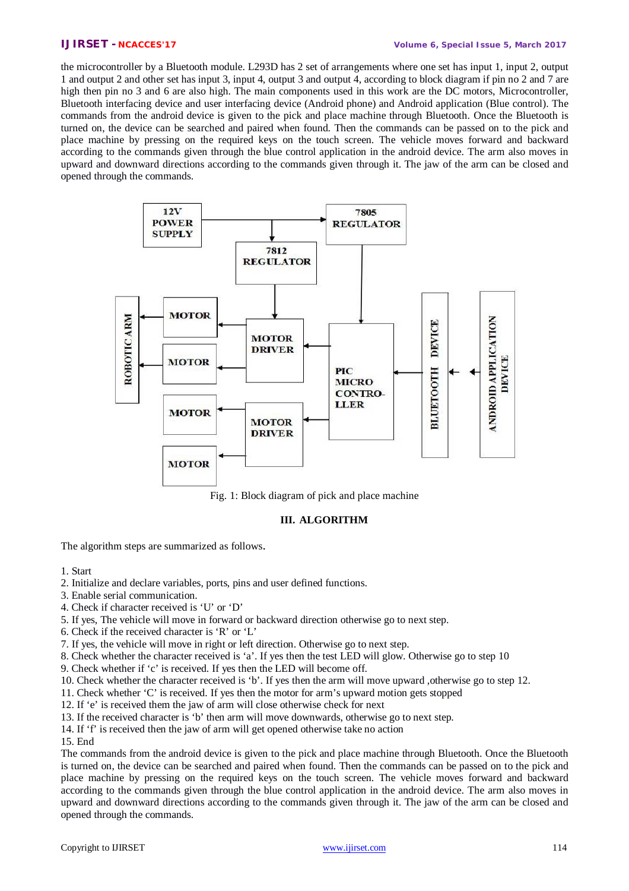the microcontroller by a Bluetooth module. L293D has 2 set of arrangements where one set has input 1, input 2, output 1 and output 2 and other set has input 3, input 4, output 3 and output 4, according to block diagram if pin no 2 and 7 are high then pin no 3 and 6 are also high. The main components used in this work are the DC motors, Microcontroller, Bluetooth interfacing device and user interfacing device (Android phone) and Android application (Blue control). The commands from the android device is given to the pick and place machine through Bluetooth. Once the Bluetooth is turned on, the device can be searched and paired when found. Then the commands can be passed on to the pick and place machine by pressing on the required keys on the touch screen. The vehicle moves forward and backward according to the commands given through the blue control application in the android device. The arm also moves in upward and downward directions according to the commands given through it. The jaw of the arm can be closed and opened through the commands.

Fig. 1: Block diagram of pick and place machine

## III. ALGORITHM

The algorithm steps are summarized as follows.

1. Start
2. Initialize and declare variables, ports, pins and user defined functions.
3. Enable serial communication.
4. Check if character received is ‘U’ or ‘D’
5. If yes, The vehicle will move in forward or backward direction otherwise go to next step.
6. Check if the received character is ‘R’ or ‘L’
7. If yes, the vehicle will move in right or left direction. Otherwise go to next step.
8. Check whether the character received is ‘a’. If yes then the test LED will glow. Otherwise go to step 10
9. Check whether if ‘c’ is received. If yes then the LED will become off.
10. Check whether the character received is ‘b’. If yes then the arm will move upward ,otherwise go to step 12.
11. Check whether ‘C’ is received. If yes then the motor for arm’s upward motion gets stopped
12. If ‘e’ is received them the jaw of arm will close otherwise check for next
13. If the received character is ‘b’ then arm will move downwards, otherwise go to next step.
14. If ‘f’ is received then the jaw of arm will get opened otherwise take no action
15. End

The commands from the android device is given to the pick and place machine through Bluetooth. Once the Bluetooth is turned on, the device can be searched and paired when found. Then the commands can be passed on to the pick and place machine by pressing on the required keys on the touch screen. The vehicle moves forward and backward according to the commands given through the blue control application in the android device. The arm also moves in upward and downward directions according to the commands given through it. The jaw of the arm can be closed and opened through the commands.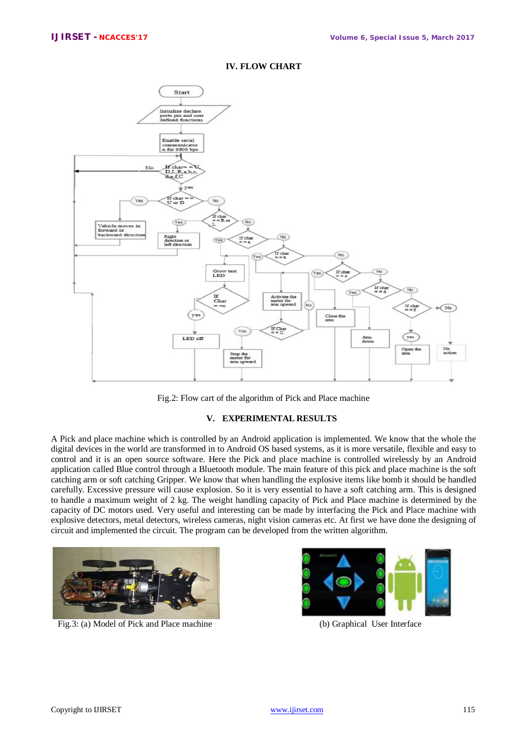## IV. FLOW CHART

Fig.2: Flow cart of the algorithm of Pick and Place machine

## V. EXPERIMENTAL RESULTS

A Pick and place machine which is controlled by an Android application is implemented. We know that the whole the digital devices in the world are transformed in to Android OS based systems, as it is more versatile, flexible and easy to control and it is an open source software. Here the Pick and place machine is controlled wirelessly by an Android application called Blue control through a Bluetooth module. The main feature of this pick and place machine is the soft catching arm or soft catching Gripper. We know that when handling the explosive items like bomb it should be handled carefully. Excessive pressure will cause explosion. So it is very essential to have a soft catching arm. This is designed to handle a maximum weight of 2 kg. The weight handling capacity of Pick and Place machine is determined by the capacity of DC motors used. Very useful and interesting can be made by interfacing the Pick and Place machine with explosive detectors, metal detectors, wireless cameras, night vision cameras etc. At first we have done the designing of circuit and implemented the circuit. The program can be developed from the written algorithm.

Fig.3: (a) Model of Pick and Place machine

(b) Graphical User Interface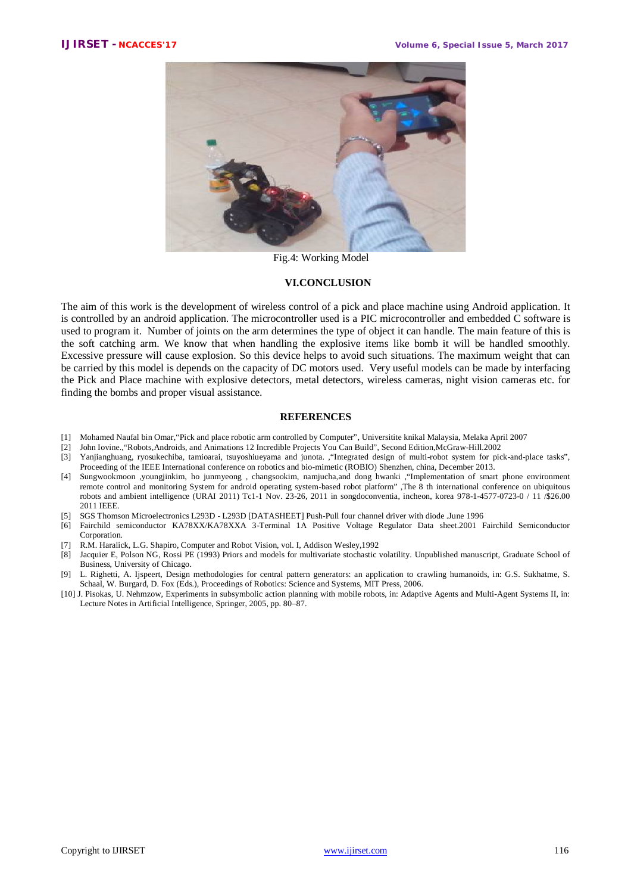Fig.4: Working Model

## VI.CONCLUSION

The aim of this work is the development of wireless control of a pick and place machine using Android application. It is controlled by an android application. The microcontroller used is a PIC microcontroller and embedded C software is used to program it. Number of joints on the arm determines the type of object it can handle. The main feature of this is the soft catching arm. We know that when handling the explosive items like bomb it will be handled smoothly. Excessive pressure will cause explosion. So this device helps to avoid such situations. The maximum weight that can be carried by this model is depends on the capacity of DC motors used. Very useful models can be made by interfacing the Pick and Place machine with explosive detectors, metal detectors, wireless cameras, night vision cameras etc. for finding the bombs and proper visual assistance.

## REFERENCES

[1] Mohamed Naufal bin Omar,"Pick and place robotic arm controlled by Computer", Universitite knikal Malaysia, Melaka April 2007

[2] John Iovine.,"Robots,Androids, and Animations 12 Incredible Projects You Can Build", Second Edition,McGraw-Hill.2002

[3] Yanjianghuang, ryosukechiba, tamioarai, tsuyoshiueyama and junota. ,"Integrated design of multi-robot system for pick-and-place tasks", Proceeding of the IEEE International conference on robotics and bio-mimetic (ROBIO) Shenzhen, china, December 2013.

[4] Sungwookmoon ,youngjinkim, ho junmyeong , changsookim, namjucha,and dong hwanki ,"Implementation of smart phone environment remote control and monitoring System for android operating system-based robot platform" ,The 8 th international conference on ubiquitous robots and ambient intelligence (URAI 2011) Tc1-1 Nov. 23-26, 2011 in songdoconventia, incheon, korea 978-1-4577-0723-0 / 11 /$26.00 2011 IEEE.

[5] SGS Thomson Microelectronics L293D - L293D [DATASHEET] Push-Pull four channel driver with diode .June 1996

[6] Fairchild semiconductor KA78XX/KA78XXA 3-Terminal 1A Positive Voltage Regulator Data sheet.2001 Fairchild Semiconductor Corporation.

[7] R.M. Haralick, L.G. Shapiro, Computer and Robot Vision, vol. I, Addison Wesley,1992

[8] Jacquier E, Polson NG, Rossi PE (1993) Priors and models for multivariate stochastic volatility. Unpublished manuscript, Graduate School of Business, University of Chicago.

[9] L. Righetti, A. Ijspeert, Design methodologies for central pattern generators: an application to crawling humanoids, in: G.S. Sukhatme, S. Schaal, W. Burgard, D. Fox (Eds.), Proceedings of Robotics: Science and Systems, MIT Press, 2006.

[10] J. Pisokas, U. Nehmzow, Experiments in subsymbolic action planning with mobile robots, in: Adaptive Agents and Multi-Agent Systems II, in: Lecture Notes in Artificial Intelligence, Springer, 2005, pp. 80–87.